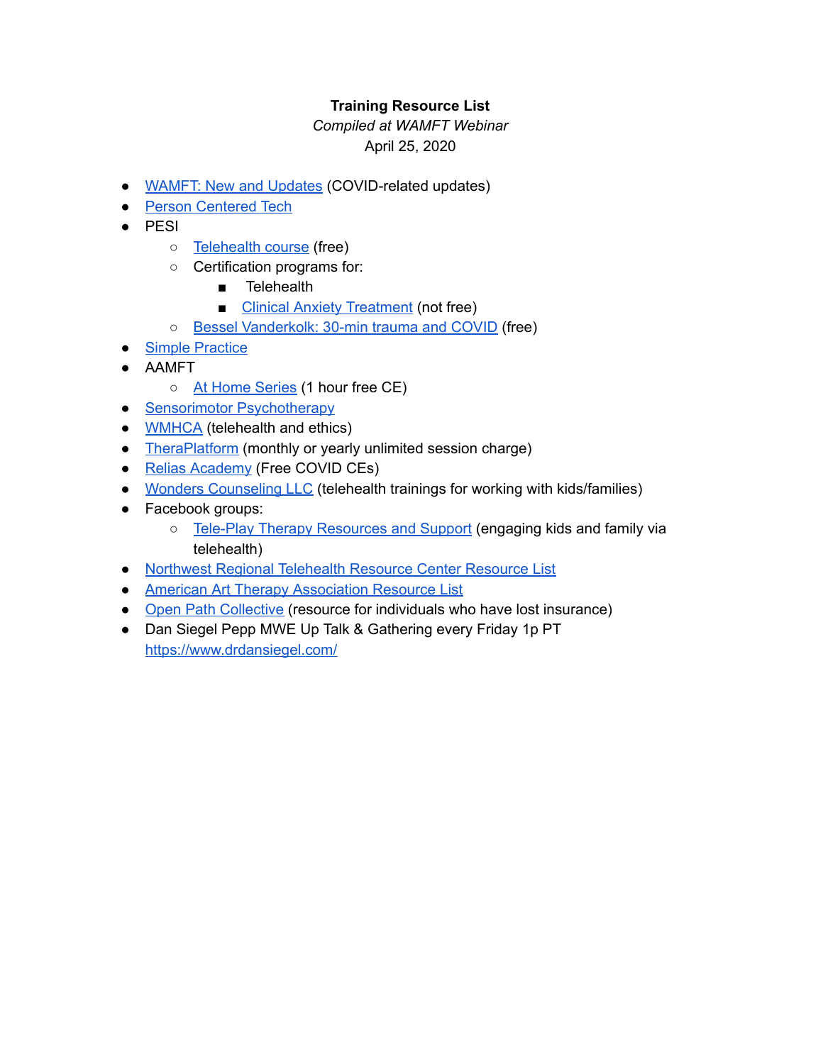**Training Resource List**

*Compiled at WAMFT Webinar*

April 25, 2020

- WAMFT: New and Updates (COVID-related updates)
- Person Centered Tech
- PESI
  - Telehealth course (free)
  - Certification programs for:
    - Telehealth
    - Clinical Anxiety Treatment (not free)
  - Bessel Vanderkolk: 30-min trauma and COVID (free)
- Simple Practice
- AAMFT
  - At Home Series (1 hour free CE)
- Sensorimotor Psychotherapy
- WMHCA (telehealth and ethics)
- TheraPlatform (monthly or yearly unlimited session charge)
- Relias Academy (Free COVID CEs)
- Wonders Counseling LLC (telehealth trainings for working with kids/families)
- Facebook groups:
  - Tele-Play Therapy Resources and Support (engaging kids and family via telehealth)
- Northwest Regional Telehealth Resource Center Resource List
- American Art Therapy Association Resource List
- Open Path Collective (resource for individuals who have lost insurance)
- Dan Siegel Pepp MWE Up Talk & Gathering every Friday 1p PT https://www.drdansiegel.com/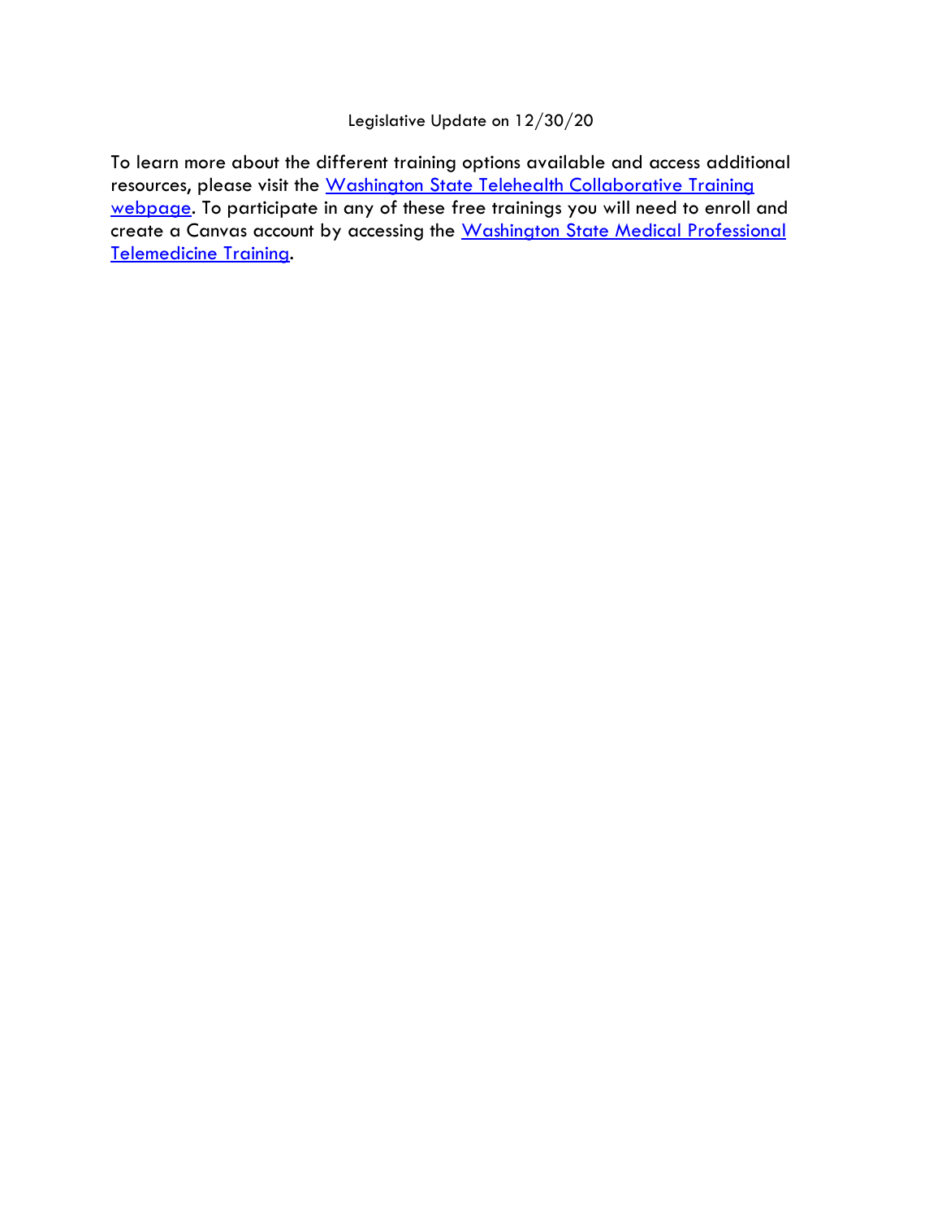To learn more about the different training options available and access additional resources, please visit the Washington State Telehealth Collaborative Training webpage. To participate in any of these free trainings you will need to enroll and create a Canvas account by accessing the Washington State Medical Professional Telemedicine Training.